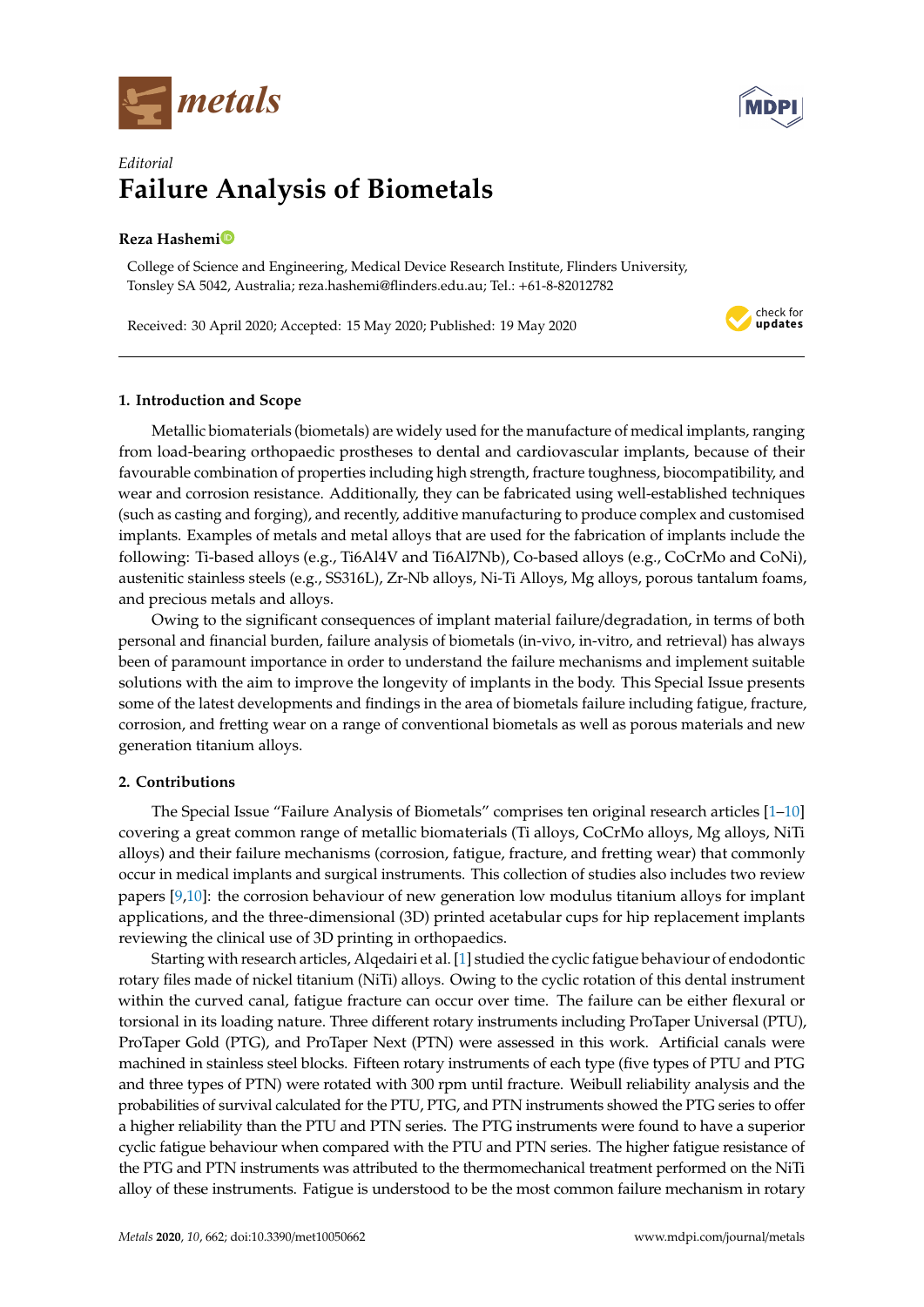*Editorial*

# Failure Analysis of Biometals

**Reza Hashemi**

College of Science and Engineering, Medical Device Research Institute, Flinders University, Tonsley SA 5042, Australia; reza.hashemi@flinders.edu.au; Tel.: +61-8-82012782

Received: 30 April 2020; Accepted: 15 May 2020; Published: 19 May 2020

## 1. Introduction and Scope

Metallic biomaterials (biometals) are widely used for the manufacture of medical implants, ranging from load-bearing orthopaedic prostheses to dental and cardiovascular implants, because of their favourable combination of properties including high strength, fracture toughness, biocompatibility, and wear and corrosion resistance. Additionally, they can be fabricated using well-established techniques (such as casting and forging), and recently, additive manufacturing to produce complex and customised implants. Examples of metals and metal alloys that are used for the fabrication of implants include the following: Ti-based alloys (e.g., Ti6Al4V and Ti6Al7Nb), Co-based alloys (e.g., CoCrMo and CoNi), austenitic stainless steels (e.g., SS316L), Zr-Nb alloys, Ni-Ti Alloys, Mg alloys, porous tantalum foams, and precious metals and alloys.

Owing to the significant consequences of implant material failure/degradation, in terms of both personal and financial burden, failure analysis of biometals (in-vivo, in-vitro, and retrieval) has always been of paramount importance in order to understand the failure mechanisms and implement suitable solutions with the aim to improve the longevity of implants in the body. This Special Issue presents some of the latest developments and findings in the area of biometals failure including fatigue, fracture, corrosion, and fretting wear on a range of conventional biometals as well as porous materials and new generation titanium alloys.

## 2. Contributions

The Special Issue "Failure Analysis of Biometals" comprises ten original research articles [1–10] covering a great common range of metallic biomaterials (Ti alloys, CoCrMo alloys, Mg alloys, NiTi alloys) and their failure mechanisms (corrosion, fatigue, fracture, and fretting wear) that commonly occur in medical implants and surgical instruments. This collection of studies also includes two review papers [9,10]: the corrosion behaviour of new generation low modulus titanium alloys for implant applications, and the three-dimensional (3D) printed acetabular cups for hip replacement implants reviewing the clinical use of 3D printing in orthopaedics.

Starting with research articles, Alqedairi et al. [1] studied the cyclic fatigue behaviour of endodontic rotary files made of nickel titanium (NiTi) alloys. Owing to the cyclic rotation of this dental instrument within the curved canal, fatigue fracture can occur over time. The failure can be either flexural or torsional in its loading nature. Three different rotary instruments including ProTaper Universal (PTU), ProTaper Gold (PTG), and ProTaper Next (PTN) were assessed in this work. Artificial canals were machined in stainless steel blocks. Fifteen rotary instruments of each type (five types of PTU and PTG and three types of PTN) were rotated with 300 rpm until fracture. Weibull reliability analysis and the probabilities of survival calculated for the PTU, PTG, and PTN instruments showed the PTG series to offer a higher reliability than the PTU and PTN series. The PTG instruments were found to have a superior cyclic fatigue behaviour when compared with the PTU and PTN series. The higher fatigue resistance of the PTG and PTN instruments was attributed to the thermomechanical treatment performed on the NiTi alloy of these instruments. Fatigue is understood to be the most common failure mechanism in rotary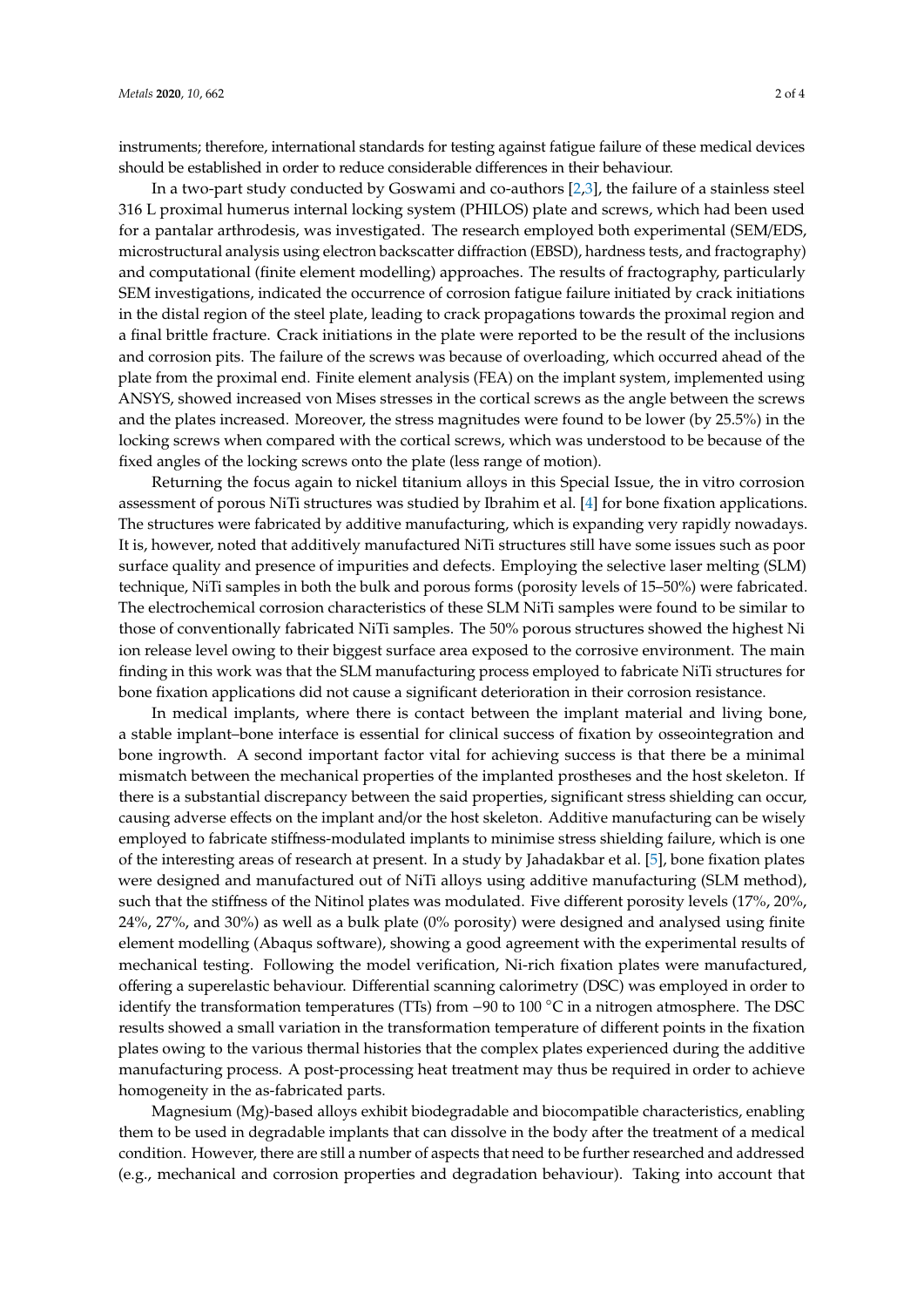instruments; therefore, international standards for testing against fatigue failure of these medical devices should be established in order to reduce considerable differences in their behaviour.

In a two-part study conducted by Goswami and co-authors [2,3], the failure of a stainless steel 316 L proximal humerus internal locking system (PHILOS) plate and screws, which had been used for a pantalar arthrodesis, was investigated. The research employed both experimental (SEM/EDS, microstructural analysis using electron backscatter diffraction (EBSD), hardness tests, and fractography) and computational (finite element modelling) approaches. The results of fractography, particularly SEM investigations, indicated the occurrence of corrosion fatigue failure initiated by crack initiations in the distal region of the steel plate, leading to crack propagations towards the proximal region and a final brittle fracture. Crack initiations in the plate were reported to be the result of the inclusions and corrosion pits. The failure of the screws was because of overloading, which occurred ahead of the plate from the proximal end. Finite element analysis (FEA) on the implant system, implemented using ANSYS, showed increased von Mises stresses in the cortical screws as the angle between the screws and the plates increased. Moreover, the stress magnitudes were found to be lower (by 25.5%) in the locking screws when compared with the cortical screws, which was understood to be because of the fixed angles of the locking screws onto the plate (less range of motion).

Returning the focus again to nickel titanium alloys in this Special Issue, the in vitro corrosion assessment of porous NiTi structures was studied by Ibrahim et al. [4] for bone fixation applications. The structures were fabricated by additive manufacturing, which is expanding very rapidly nowadays. It is, however, noted that additively manufactured NiTi structures still have some issues such as poor surface quality and presence of impurities and defects. Employing the selective laser melting (SLM) technique, NiTi samples in both the bulk and porous forms (porosity levels of 15–50%) were fabricated. The electrochemical corrosion characteristics of these SLM NiTi samples were found to be similar to those of conventionally fabricated NiTi samples. The 50% porous structures showed the highest Ni ion release level owing to their biggest surface area exposed to the corrosive environment. The main finding in this work was that the SLM manufacturing process employed to fabricate NiTi structures for bone fixation applications did not cause a significant deterioration in their corrosion resistance.

In medical implants, where there is contact between the implant material and living bone, a stable implant–bone interface is essential for clinical success of fixation by osseointegration and bone ingrowth. A second important factor vital for achieving success is that there be a minimal mismatch between the mechanical properties of the implanted prostheses and the host skeleton. If there is a substantial discrepancy between the said properties, significant stress shielding can occur, causing adverse effects on the implant and/or the host skeleton. Additive manufacturing can be wisely employed to fabricate stiffness-modulated implants to minimise stress shielding failure, which is one of the interesting areas of research at present. In a study by Jahadakbar et al. [5], bone fixation plates were designed and manufactured out of NiTi alloys using additive manufacturing (SLM method), such that the stiffness of the Nitinol plates was modulated. Five different porosity levels (17%, 20%, 24%, 27%, and 30%) as well as a bulk plate (0% porosity) were designed and analysed using finite element modelling (Abaqus software), showing a good agreement with the experimental results of mechanical testing. Following the model verification, Ni-rich fixation plates were manufactured, offering a superelastic behaviour. Differential scanning calorimetry (DSC) was employed in order to identify the transformation temperatures (TTs) from −90 to 100 °C in a nitrogen atmosphere. The DSC results showed a small variation in the transformation temperature of different points in the fixation plates owing to the various thermal histories that the complex plates experienced during the additive manufacturing process. A post-processing heat treatment may thus be required in order to achieve homogeneity in the as-fabricated parts.

Magnesium (Mg)-based alloys exhibit biodegradable and biocompatible characteristics, enabling them to be used in degradable implants that can dissolve in the body after the treatment of a medical condition. However, there are still a number of aspects that need to be further researched and addressed (e.g., mechanical and corrosion properties and degradation behaviour). Taking into account that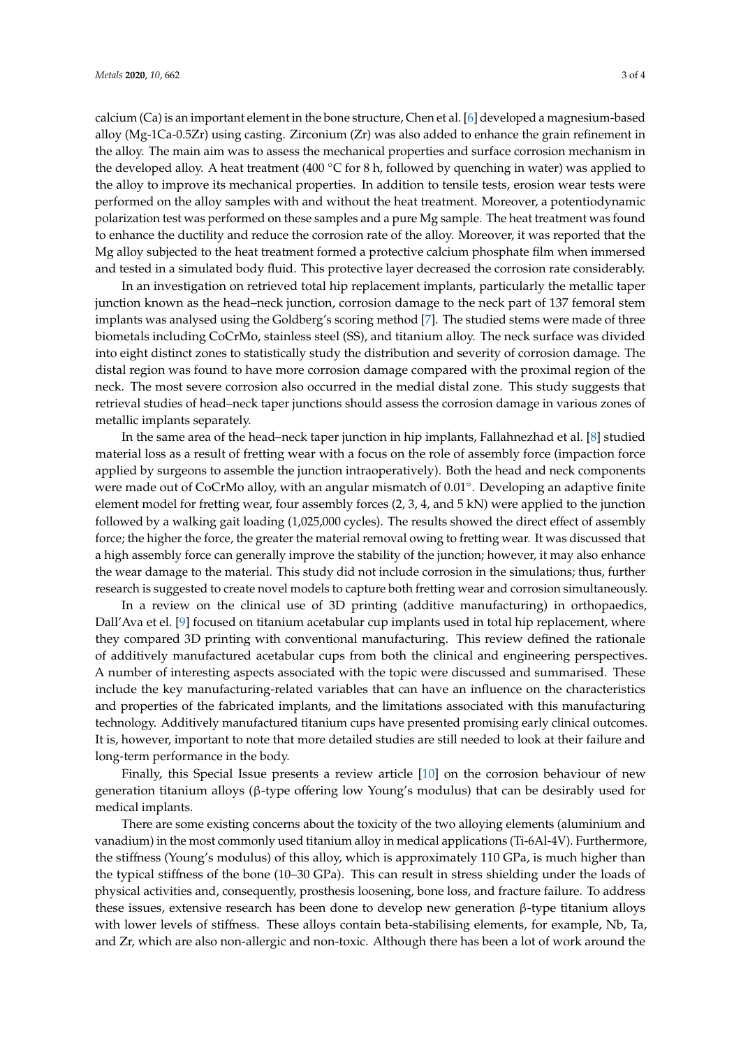calcium (Ca) is an important element in the bone structure, Chen et al. [6] developed a magnesium-based alloy (Mg-1Ca-0.5Zr) using casting. Zirconium (Zr) was also added to enhance the grain refinement in the alloy. The main aim was to assess the mechanical properties and surface corrosion mechanism in the developed alloy. A heat treatment (400 °C for 8 h, followed by quenching in water) was applied to the alloy to improve its mechanical properties. In addition to tensile tests, erosion wear tests were performed on the alloy samples with and without the heat treatment. Moreover, a potentiodynamic polarization test was performed on these samples and a pure Mg sample. The heat treatment was found to enhance the ductility and reduce the corrosion rate of the alloy. Moreover, it was reported that the Mg alloy subjected to the heat treatment formed a protective calcium phosphate film when immersed and tested in a simulated body fluid. This protective layer decreased the corrosion rate considerably.

In an investigation on retrieved total hip replacement implants, particularly the metallic taper junction known as the head–neck junction, corrosion damage to the neck part of 137 femoral stem implants was analysed using the Goldberg's scoring method [7]. The studied stems were made of three biometals including CoCrMo, stainless steel (SS), and titanium alloy. The neck surface was divided into eight distinct zones to statistically study the distribution and severity of corrosion damage. The distal region was found to have more corrosion damage compared with the proximal region of the neck. The most severe corrosion also occurred in the medial distal zone. This study suggests that retrieval studies of head–neck taper junctions should assess the corrosion damage in various zones of metallic implants separately.

In the same area of the head–neck taper junction in hip implants, Fallahnezhad et al. [8] studied material loss as a result of fretting wear with a focus on the role of assembly force (impaction force applied by surgeons to assemble the junction intraoperatively). Both the head and neck components were made out of CoCrMo alloy, with an angular mismatch of 0.01°. Developing an adaptive finite element model for fretting wear, four assembly forces (2, 3, 4, and 5 kN) were applied to the junction followed by a walking gait loading (1,025,000 cycles). The results showed the direct effect of assembly force; the higher the force, the greater the material removal owing to fretting wear. It was discussed that a high assembly force can generally improve the stability of the junction; however, it may also enhance the wear damage to the material. This study did not include corrosion in the simulations; thus, further research is suggested to create novel models to capture both fretting wear and corrosion simultaneously.

In a review on the clinical use of 3D printing (additive manufacturing) in orthopaedics, Dall'Ava et el. [9] focused on titanium acetabular cup implants used in total hip replacement, where they compared 3D printing with conventional manufacturing. This review defined the rationale of additively manufactured acetabular cups from both the clinical and engineering perspectives. A number of interesting aspects associated with the topic were discussed and summarised. These include the key manufacturing-related variables that can have an influence on the characteristics and properties of the fabricated implants, and the limitations associated with this manufacturing technology. Additively manufactured titanium cups have presented promising early clinical outcomes. It is, however, important to note that more detailed studies are still needed to look at their failure and long-term performance in the body.

Finally, this Special Issue presents a review article [10] on the corrosion behaviour of new generation titanium alloys (β-type offering low Young's modulus) that can be desirably used for medical implants.

There are some existing concerns about the toxicity of the two alloying elements (aluminium and vanadium) in the most commonly used titanium alloy in medical applications (Ti-6Al-4V). Furthermore, the stiffness (Young's modulus) of this alloy, which is approximately 110 GPa, is much higher than the typical stiffness of the bone (10–30 GPa). This can result in stress shielding under the loads of physical activities and, consequently, prosthesis loosening, bone loss, and fracture failure. To address these issues, extensive research has been done to develop new generation β-type titanium alloys with lower levels of stiffness. These alloys contain beta-stabilising elements, for example, Nb, Ta, and Zr, which are also non-allergic and non-toxic. Although there has been a lot of work around the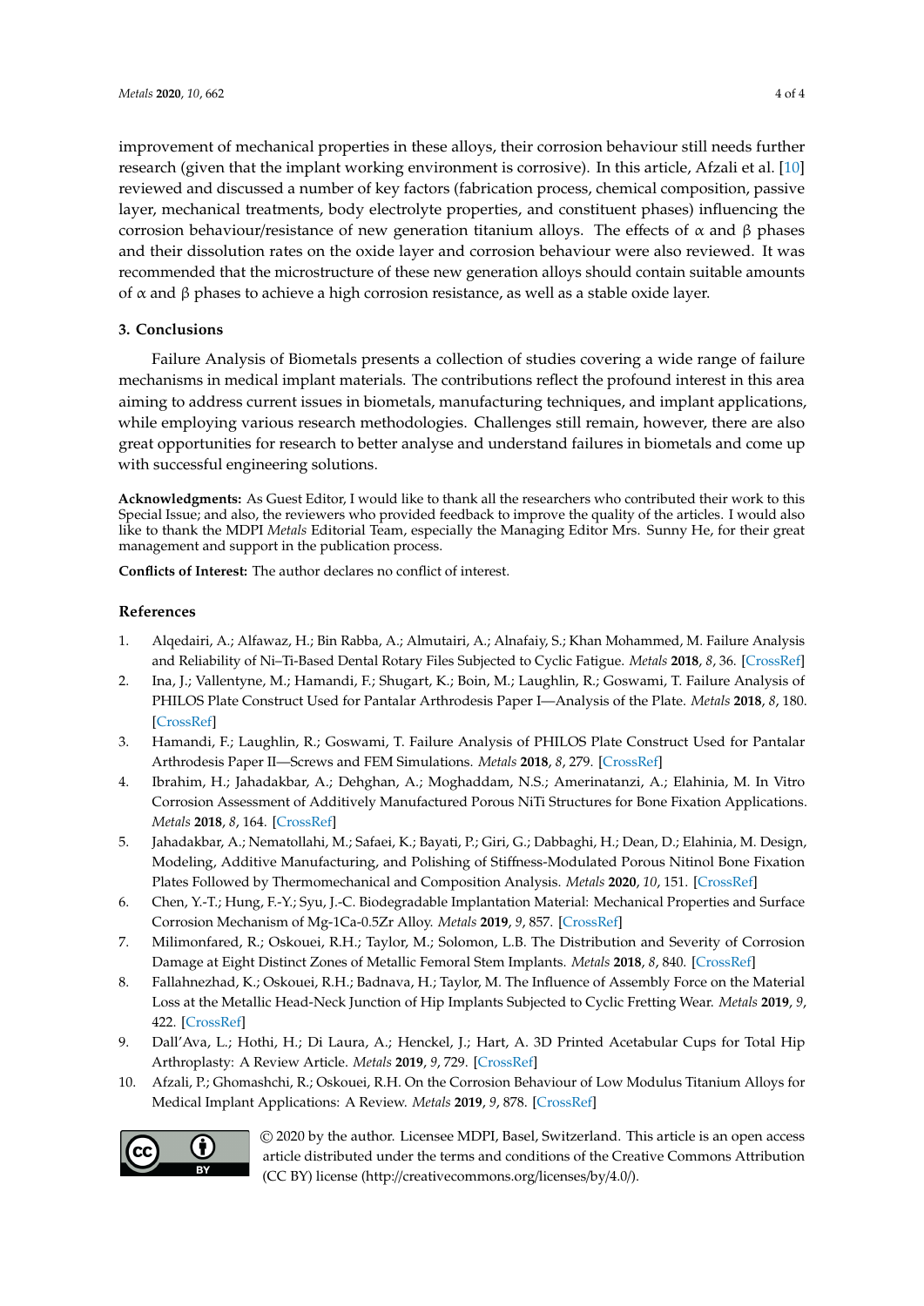improvement of mechanical properties in these alloys, their corrosion behaviour still needs further research (given that the implant working environment is corrosive). In this article, Afzali et al. [10] reviewed and discussed a number of key factors (fabrication process, chemical composition, passive layer, mechanical treatments, body electrolyte properties, and constituent phases) influencing the corrosion behaviour/resistance of new generation titanium alloys. The effects of $\alpha$ and $\beta$ phases and their dissolution rates on the oxide layer and corrosion behaviour were also reviewed. It was recommended that the microstructure of these new generation alloys should contain suitable amounts of $\alpha$ and $\beta$ phases to achieve a high corrosion resistance, as well as a stable oxide layer.

## 3. Conclusions

Failure Analysis of Biometals presents a collection of studies covering a wide range of failure mechanisms in medical implant materials. The contributions reflect the profound interest in this area aiming to address current issues in biometals, manufacturing techniques, and implant applications, while employing various research methodologies. Challenges still remain, however, there are also great opportunities for research to better analyse and understand failures in biometals and come up with successful engineering solutions.

**Acknowledgments:** As Guest Editor, I would like to thank all the researchers who contributed their work to this Special Issue; and also, the reviewers who provided feedback to improve the quality of the articles. I would also like to thank the MDPI *Metals* Editorial Team, especially the Managing Editor Mrs. Sunny He, for their great management and support in the publication process.

**Conflicts of Interest:** The author declares no conflict of interest.

## References

1. Alqedairi, A.; Alfawaz, H.; Bin Rabba, A.; Almutairi, A.; Alnafaiy, S.; Khan Mohammed, M. Failure Analysis and Reliability of Ni–Ti-Based Dental Rotary Files Subjected to Cyclic Fatigue. *Metals* **2018**, *8*, 36. [CrossRef]
2. Ina, J.; Vallentyne, M.; Hamandi, F.; Shugart, K.; Boin, M.; Laughlin, R.; Goswami, T. Failure Analysis of PHILOS Plate Construct Used for Pantalar Arthrodesis Paper I—Analysis of the Plate. *Metals* **2018**, *8*, 180. [CrossRef]
3. Hamandi, F.; Laughlin, R.; Goswami, T. Failure Analysis of PHILOS Plate Construct Used for Pantalar Arthrodesis Paper II—Screws and FEM Simulations. *Metals* **2018**, *8*, 279. [CrossRef]
4. Ibrahim, H.; Jahadakbar, A.; Dehghan, A.; Moghaddam, N.S.; Amerinatanzi, A.; Elahinia, M. In Vitro Corrosion Assessment of Additively Manufactured Porous NiTi Structures for Bone Fixation Applications. *Metals* **2018**, *8*, 164. [CrossRef]
5. Jahadakbar, A.; Nematollahi, M.; Safaei, K.; Bayati, P.; Giri, G.; Dabbaghi, H.; Dean, D.; Elahinia, M. Design, Modeling, Additive Manufacturing, and Polishing of Stiffness-Modulated Porous Nitinol Bone Fixation Plates Followed by Thermomechanical and Composition Analysis. *Metals* **2020**, *10*, 151. [CrossRef]
6. Chen, Y.-T.; Hung, F.-Y.; Syu, J.-C. Biodegradable Implantation Material: Mechanical Properties and Surface Corrosion Mechanism of Mg-1Ca-0.5Zr Alloy. *Metals* **2019**, *9*, 857. [CrossRef]
7. Milimonfared, R.; Oskouei, R.H.; Taylor, M.; Solomon, L.B. The Distribution and Severity of Corrosion Damage at Eight Distinct Zones of Metallic Femoral Stem Implants. *Metals* **2018**, *8*, 840. [CrossRef]
8. Fallahnezhad, K.; Oskouei, R.H.; Badnava, H.; Taylor, M. The Influence of Assembly Force on the Material Loss at the Metallic Head-Neck Junction of Hip Implants Subjected to Cyclic Fretting Wear. *Metals* **2019**, *9*, 422. [CrossRef]
9. Dall'Ava, L.; Hothi, H.; Di Laura, A.; Henckel, J.; Hart, A. 3D Printed Acetabular Cups for Total Hip Arthroplasty: A Review Article. *Metals* **2019**, *9*, 729. [CrossRef]
10. Afzali, P.; Ghomashchi, R.; Oskouei, R.H. On the Corrosion Behaviour of Low Modulus Titanium Alloys for Medical Implant Applications: A Review. *Metals* **2019**, *9*, 878. [CrossRef]

© 2020 by the author. Licensee MDPI, Basel, Switzerland. This article is an open access article distributed under the terms and conditions of the Creative Commons Attribution (CC BY) license (http://creativecommons.org/licenses/by/4.0/).